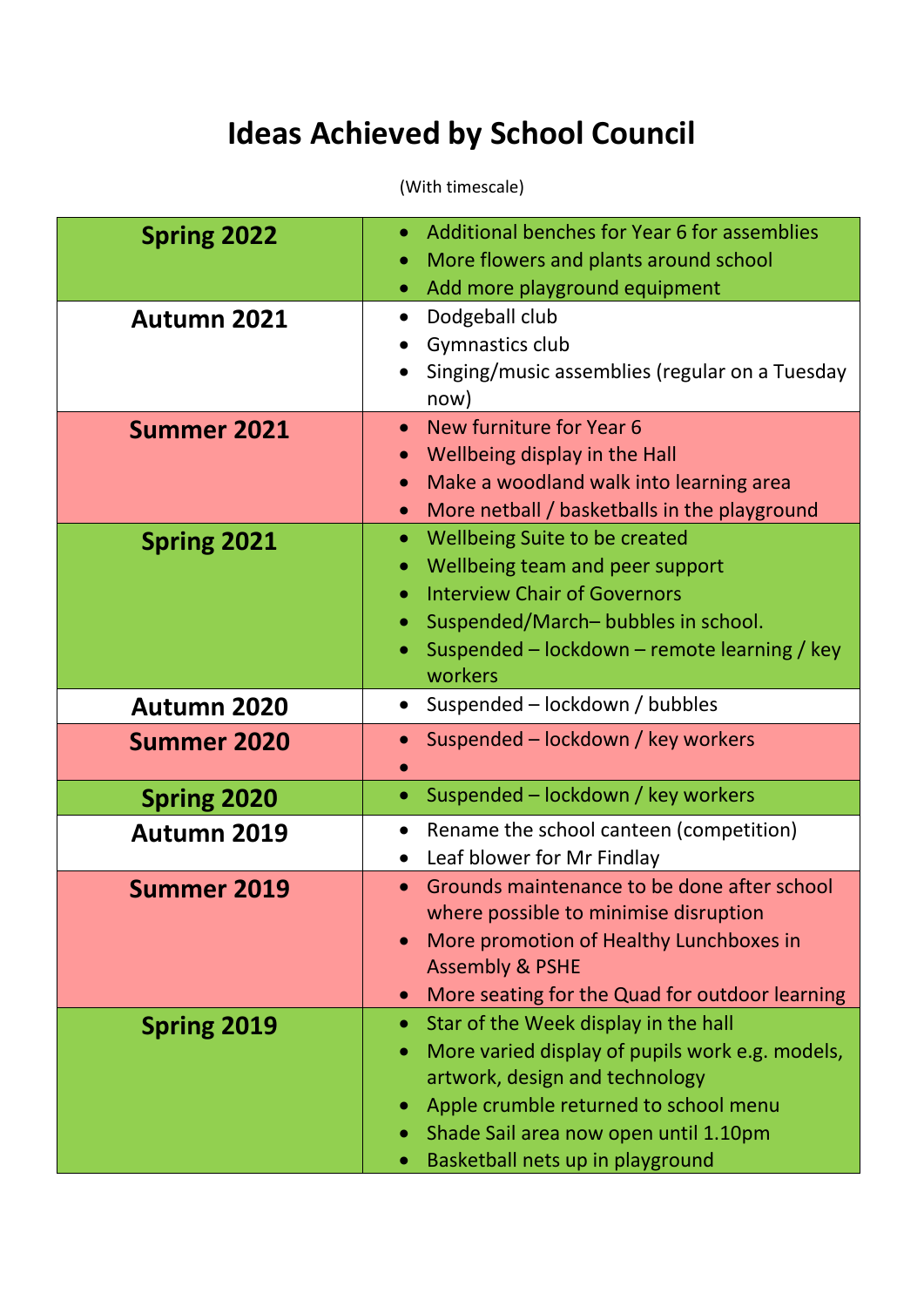# Ideas Achieved by School Council

(With timescale)

| | |
|---|---|
| **Spring 2022** | • Additional benches for Year 6 for assemblies<br>• More flowers and plants around school<br>• Add more playground equipment |
| **Autumn 2021** | • Dodgeball club<br>• Gymnastics club<br>• Singing/music assemblies (regular on a Tuesday now) |
| **Summer 2021** | • New furniture for Year 6<br>• Wellbeing display in the Hall<br>• Make a woodland walk into learning area<br>• More netball / basketballs in the playground |
| **Spring 2021** | • Wellbeing Suite to be created<br>• Wellbeing team and peer support<br>• Interview Chair of Governors<br>• Suspended/March– bubbles in school.<br>• Suspended – lockdown – remote learning / key workers |
| **Autumn 2020** | • Suspended – lockdown / bubbles |
| **Summer 2020** | • Suspended – lockdown / key workers<br>• |
| **Spring 2020** | • Suspended – lockdown / key workers |
| **Autumn 2019** | • Rename the school canteen (competition)<br>• Leaf blower for Mr Findlay |
| **Summer 2019** | • Grounds maintenance to be done after school where possible to minimise disruption<br>• More promotion of Healthy Lunchboxes in Assembly & PSHE<br>• More seating for the Quad for outdoor learning |
| **Spring 2019** | • Star of the Week display in the hall<br>• More varied display of pupils work e.g. models, artwork, design and technology<br>• Apple crumble returned to school menu<br>• Shade Sail area now open until 1.10pm<br>• Basketball nets up in playground |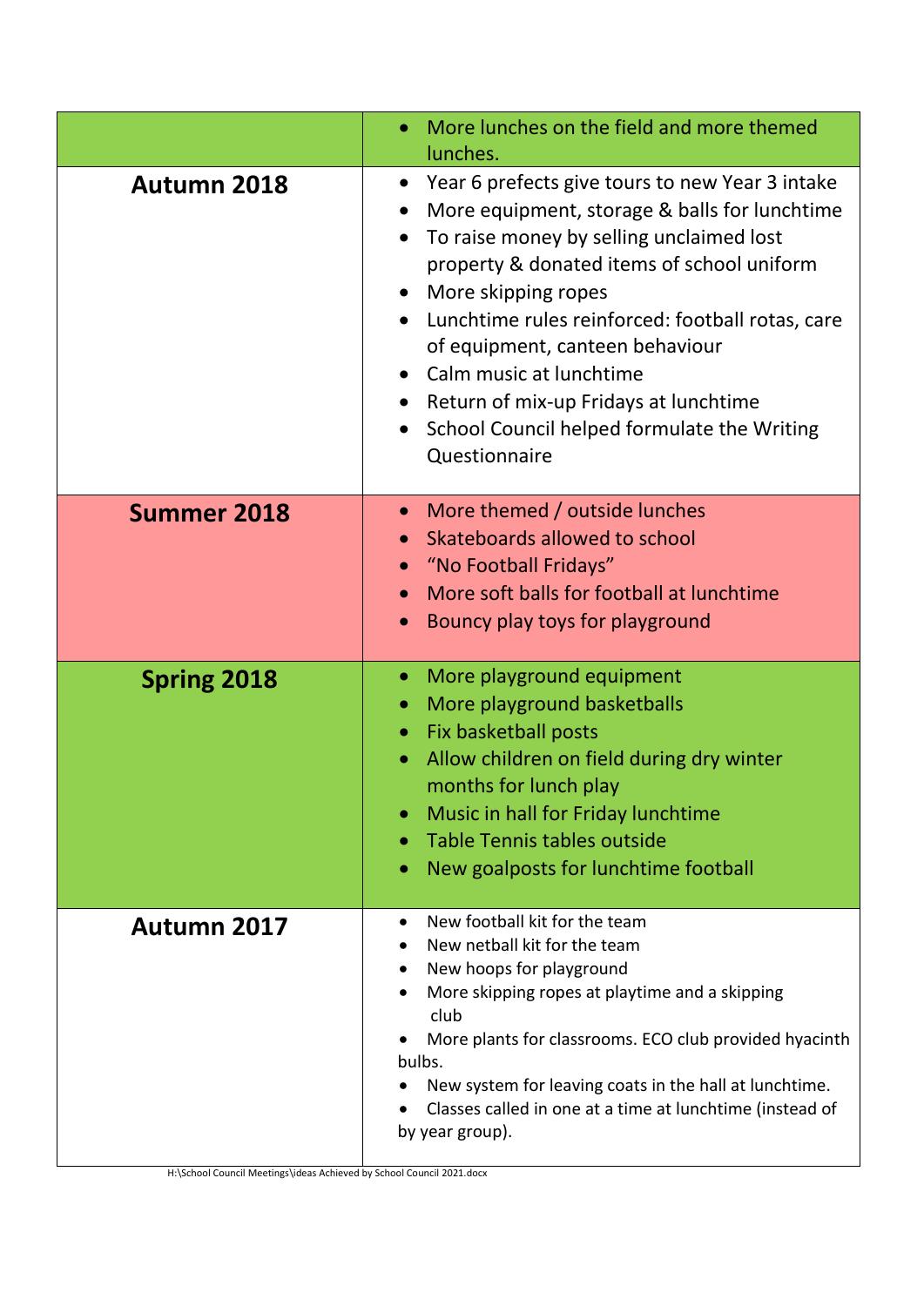| | |
|---|---|
| | • More lunches on the field and more themed lunches. |
| **Autumn 2018** | • Year 6 prefects give tours to new Year 3 intake<br>• More equipment, storage & balls for lunchtime<br>• To raise money by selling unclaimed lost property & donated items of school uniform<br>• More skipping ropes<br>• Lunchtime rules reinforced: football rotas, care of equipment, canteen behaviour<br>• Calm music at lunchtime<br>• Return of mix-up Fridays at lunchtime<br>• School Council helped formulate the Writing Questionnaire |
| **Summer 2018** | • More themed / outside lunches<br>• Skateboards allowed to school<br>• "No Football Fridays"<br>• More soft balls for football at lunchtime<br>• Bouncy play toys for playground |
| **Spring 2018** | • More playground equipment<br>• More playground basketballs<br>• Fix basketball posts<br>• Allow children on field during dry winter months for lunch play<br>• Music in hall for Friday lunchtime<br>• Table Tennis tables outside<br>• New goalposts for lunchtime football |
| **Autumn 2017** | • New football kit for the team<br>• New netball kit for the team<br>• New hoops for playground<br>• More skipping ropes at playtime and a skipping club<br>• More plants for classrooms. ECO club provided hyacinth bulbs.<br>• New system for leaving coats in the hall at lunchtime.<br>• Classes called in one at a time at lunchtime (instead of by year group). |